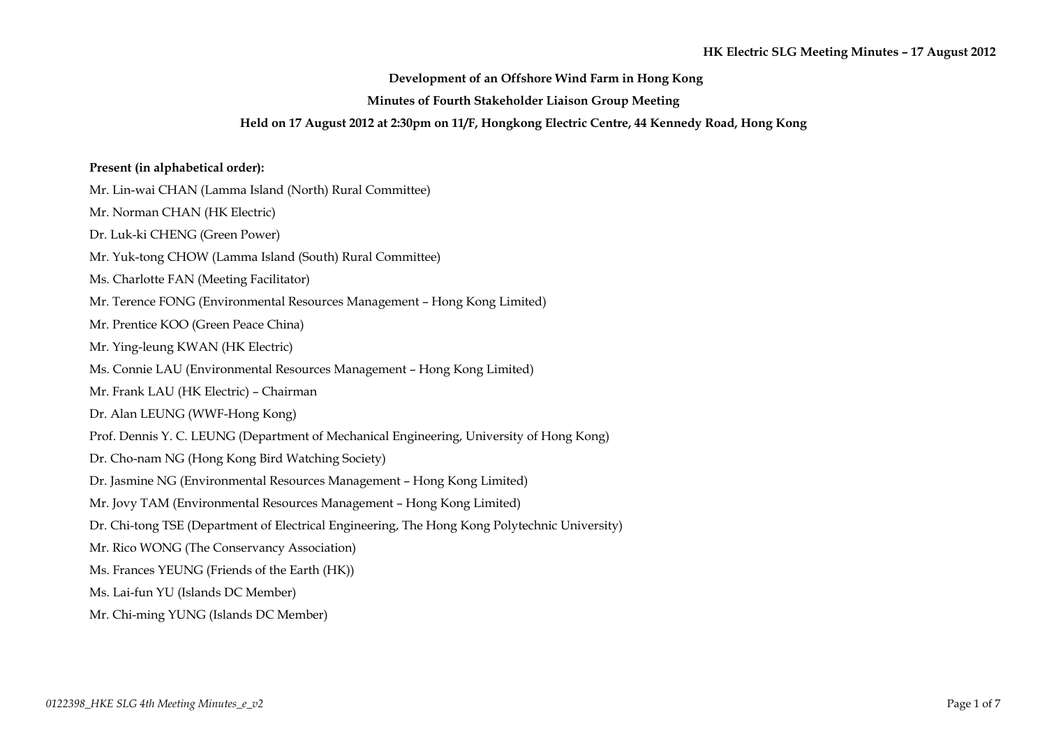**Development of an Offshore Wind Farm in Hong Kong**

**Minutes of Fourth Stakeholder Liaison Group Meeting**

**Held on 17 August 2012 at 2:30pm on 11/F, Hongkong Electric Centre, 44 Kennedy Road, Hong Kong**

**Present (in alphabetical order):**

Mr. Lin-wai CHAN (Lamma Island (North) Rural Committee)

Mr. Norman CHAN (HK Electric)

Dr. Luk-ki CHENG (Green Power)

Mr. Yuk-tong CHOW (Lamma Island (South) Rural Committee)

Ms. Charlotte FAN (Meeting Facilitator)

Mr. Terence FONG (Environmental Resources Management – Hong Kong Limited)

Mr. Prentice KOO (Green Peace China)

Mr. Ying-leung KWAN (HK Electric)

Ms. Connie LAU (Environmental Resources Management – Hong Kong Limited)

Mr. Frank LAU (HK Electric) – Chairman

Dr. Alan LEUNG (WWF-Hong Kong)

Prof. Dennis Y. C. LEUNG (Department of Mechanical Engineering, University of Hong Kong)

Dr. Cho-nam NG (Hong Kong Bird Watching Society)

Dr. Jasmine NG (Environmental Resources Management – Hong Kong Limited)

Mr. Jovy TAM (Environmental Resources Management – Hong Kong Limited)

Dr. Chi-tong TSE (Department of Electrical Engineering, The Hong Kong Polytechnic University)

Mr. Rico WONG (The Conservancy Association)

Ms. Frances YEUNG (Friends of the Earth (HK))

Ms. Lai-fun YU (Islands DC Member)

Mr. Chi-ming YUNG (Islands DC Member)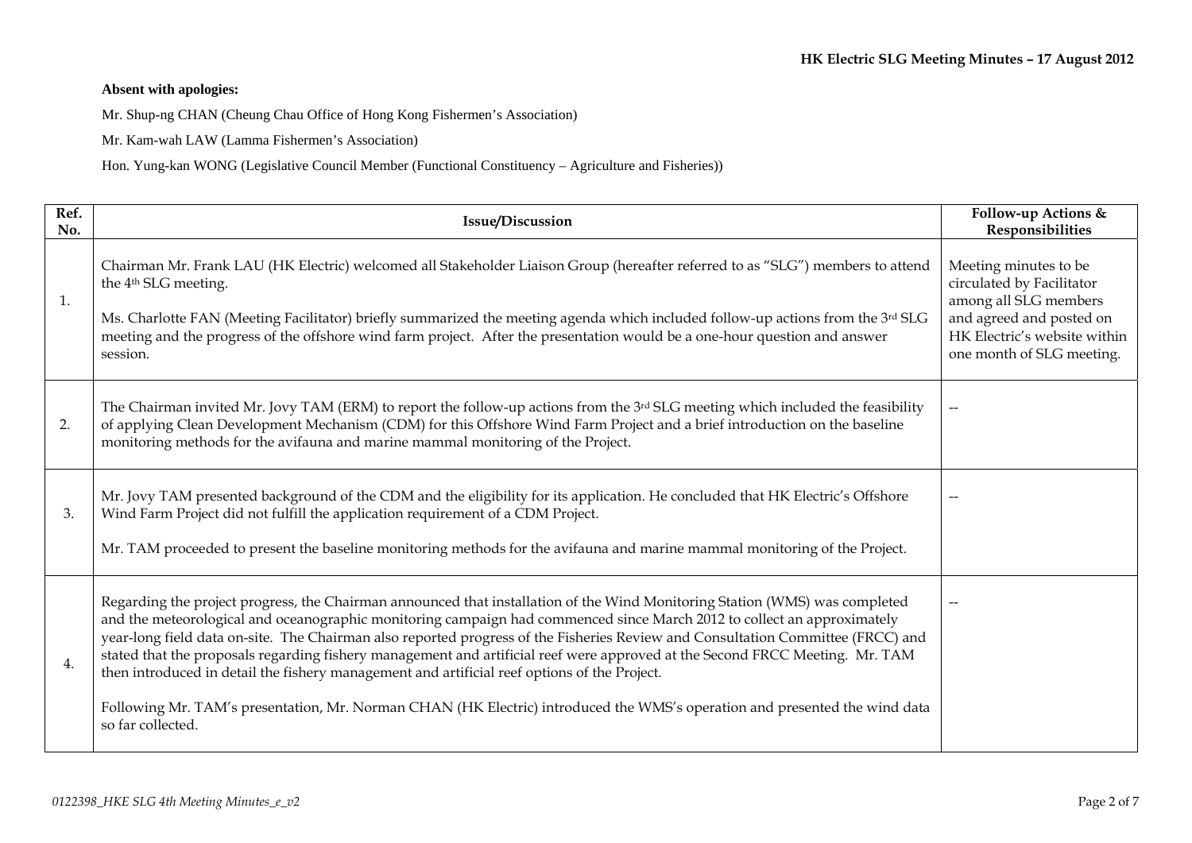**Absent with apologies:**

Mr. Shup-ng CHAN (Cheung Chau Office of Hong Kong Fishermen's Association)

Mr. Kam-wah LAW (Lamma Fishermen's Association)

Hon. Yung-kan WONG (Legislative Council Member (Functional Constituency – Agriculture and Fisheries))

| Ref. No. | Issue/Discussion | Follow-up Actions & Responsibilities |
|---|---|---|
| 1. | Chairman Mr. Frank LAU (HK Electric) welcomed all Stakeholder Liaison Group (hereafter referred to as "SLG") members to attend the 4th SLG meeting.<br><br>Ms. Charlotte FAN (Meeting Facilitator) briefly summarized the meeting agenda which included follow-up actions from the 3rd SLG meeting and the progress of the offshore wind farm project. After the presentation would be a one-hour question and answer session. | Meeting minutes to be circulated by Facilitator among all SLG members and agreed and posted on HK Electric's website within one month of SLG meeting. |
| 2. | The Chairman invited Mr. Jovy TAM (ERM) to report the follow-up actions from the 3rd SLG meeting which included the feasibility of applying Clean Development Mechanism (CDM) for this Offshore Wind Farm Project and a brief introduction on the baseline monitoring methods for the avifauna and marine mammal monitoring of the Project. | -- |
| 3. | Mr. Jovy TAM presented background of the CDM and the eligibility for its application. He concluded that HK Electric's Offshore Wind Farm Project did not fulfill the application requirement of a CDM Project.<br><br>Mr. TAM proceeded to present the baseline monitoring methods for the avifauna and marine mammal monitoring of the Project. | -- |
| 4. | Regarding the project progress, the Chairman announced that installation of the Wind Monitoring Station (WMS) was completed and the meteorological and oceanographic monitoring campaign had commenced since March 2012 to collect an approximately year-long field data on-site. The Chairman also reported progress of the Fisheries Review and Consultation Committee (FRCC) and stated that the proposals regarding fishery management and artificial reef were approved at the Second FRCC Meeting. Mr. TAM then introduced in detail the fishery management and artificial reef options of the Project.<br><br>Following Mr. TAM's presentation, Mr. Norman CHAN (HK Electric) introduced the WMS's operation and presented the wind data so far collected. | -- |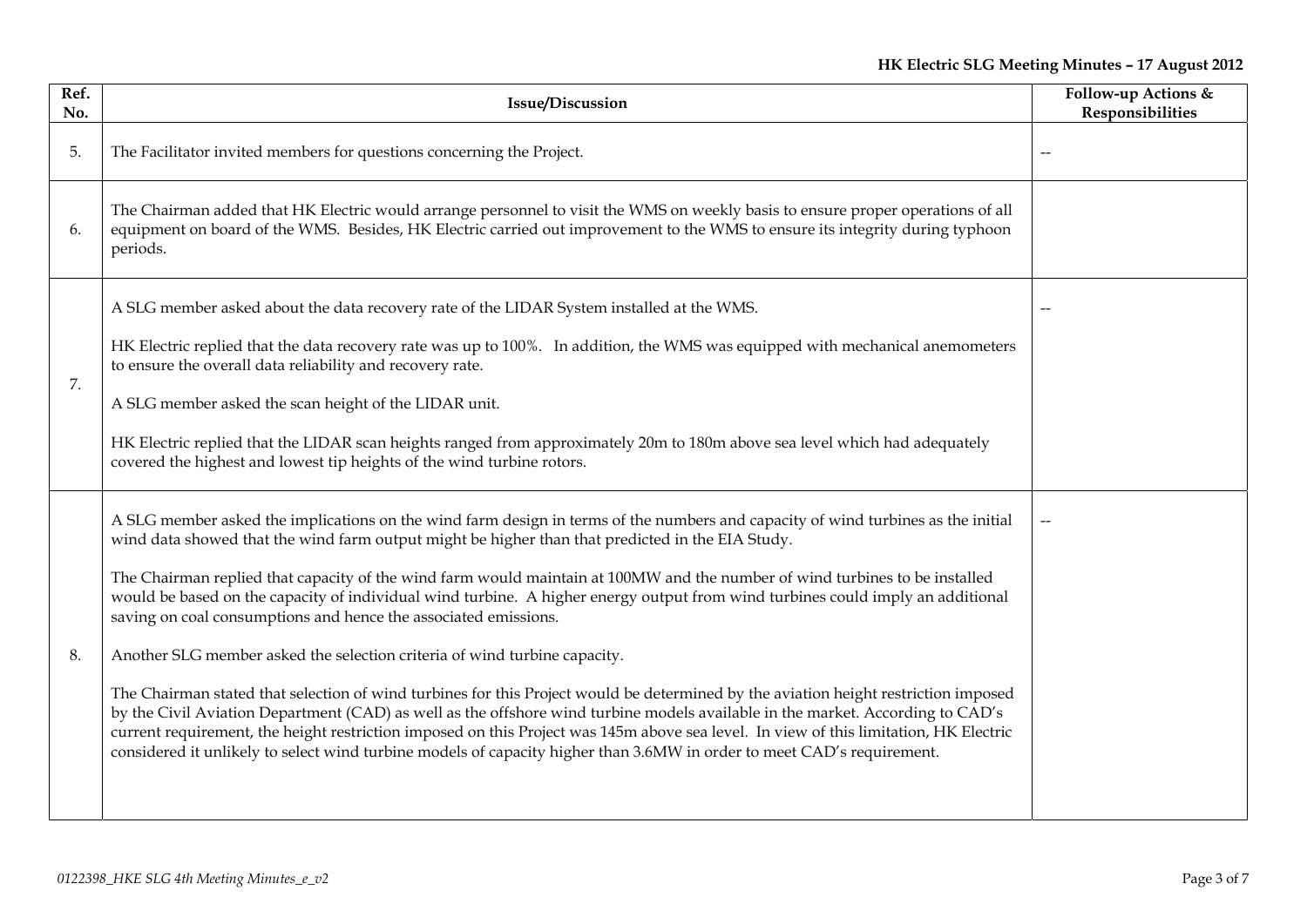| Ref. No. | Issue/Discussion | Follow-up Actions & Responsibilities |
|---|---|---|
| 5. | The Facilitator invited members for questions concerning the Project. | -- |
| 6. | The Chairman added that HK Electric would arrange personnel to visit the WMS on weekly basis to ensure proper operations of all equipment on board of the WMS. Besides, HK Electric carried out improvement to the WMS to ensure its integrity during typhoon periods. | |
| 7. | A SLG member asked about the data recovery rate of the LIDAR System installed at the WMS.<br><br>HK Electric replied that the data recovery rate was up to 100%. In addition, the WMS was equipped with mechanical anemometers to ensure the overall data reliability and recovery rate.<br><br>A SLG member asked the scan height of the LIDAR unit.<br><br>HK Electric replied that the LIDAR scan heights ranged from approximately 20m to 180m above sea level which had adequately covered the highest and lowest tip heights of the wind turbine rotors. | -- |
| 8. | A SLG member asked the implications on the wind farm design in terms of the numbers and capacity of wind turbines as the initial wind data showed that the wind farm output might be higher than that predicted in the EIA Study.<br><br>The Chairman replied that capacity of the wind farm would maintain at 100MW and the number of wind turbines to be installed would be based on the capacity of individual wind turbine. A higher energy output from wind turbines could imply an additional saving on coal consumptions and hence the associated emissions.<br><br>Another SLG member asked the selection criteria of wind turbine capacity.<br><br>The Chairman stated that selection of wind turbines for this Project would be determined by the aviation height restriction imposed by the Civil Aviation Department (CAD) as well as the offshore wind turbine models available in the market. According to CAD's current requirement, the height restriction imposed on this Project was 145m above sea level. In view of this limitation, HK Electric considered it unlikely to select wind turbine models of capacity higher than 3.6MW in order to meet CAD's requirement. | -- |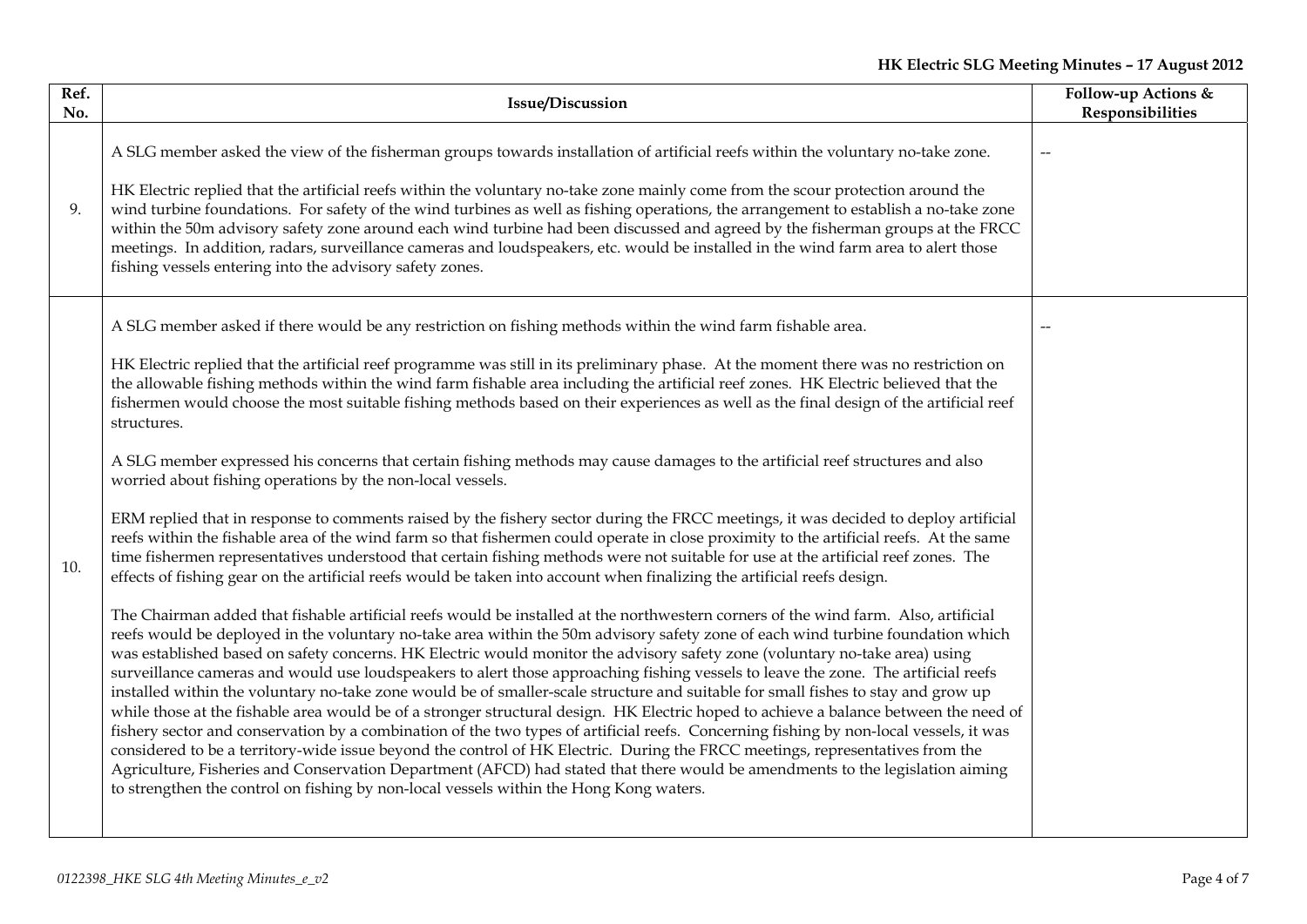| Ref. No. | Issue/Discussion | Follow-up Actions & Responsibilities |
|---|---|---|
| 9. | A SLG member asked the view of the fisherman groups towards installation of artificial reefs within the voluntary no-take zone.<br><br>HK Electric replied that the artificial reefs within the voluntary no-take zone mainly come from the scour protection around the wind turbine foundations. For safety of the wind turbines as well as fishing operations, the arrangement to establish a no-take zone within the 50m advisory safety zone around each wind turbine had been discussed and agreed by the fisherman groups at the FRCC meetings. In addition, radars, surveillance cameras and loudspeakers, etc. would be installed in the wind farm area to alert those fishing vessels entering into the advisory safety zones. | -- |
| 10. | A SLG member asked if there would be any restriction on fishing methods within the wind farm fishable area.<br><br>HK Electric replied that the artificial reef programme was still in its preliminary phase. At the moment there was no restriction on the allowable fishing methods within the wind farm fishable area including the artificial reef zones. HK Electric believed that the fishermen would choose the most suitable fishing methods based on their experiences as well as the final design of the artificial reef structures.<br><br>A SLG member expressed his concerns that certain fishing methods may cause damages to the artificial reef structures and also worried about fishing operations by the non-local vessels.<br><br>ERM replied that in response to comments raised by the fishery sector during the FRCC meetings, it was decided to deploy artificial reefs within the fishable area of the wind farm so that fishermen could operate in close proximity to the artificial reefs. At the same time fishermen representatives understood that certain fishing methods were not suitable for use at the artificial reef zones. The effects of fishing gear on the artificial reefs would be taken into account when finalizing the artificial reefs design.<br><br>The Chairman added that fishable artificial reefs would be installed at the northwestern corners of the wind farm. Also, artificial reefs would be deployed in the voluntary no-take area within the 50m advisory safety zone of each wind turbine foundation which was established based on safety concerns. HK Electric would monitor the advisory safety zone (voluntary no-take area) using surveillance cameras and would use loudspeakers to alert those approaching fishing vessels to leave the zone. The artificial reefs installed within the voluntary no-take zone would be of smaller-scale structure and suitable for small fishes to stay and grow up while those at the fishable area would be of a stronger structural design. HK Electric hoped to achieve a balance between the need of fishery sector and conservation by a combination of the two types of artificial reefs. Concerning fishing by non-local vessels, it was considered to be a territory-wide issue beyond the control of HK Electric. During the FRCC meetings, representatives from the Agriculture, Fisheries and Conservation Department (AFCD) had stated that there would be amendments to the legislation aiming to strengthen the control on fishing by non-local vessels within the Hong Kong waters. | -- |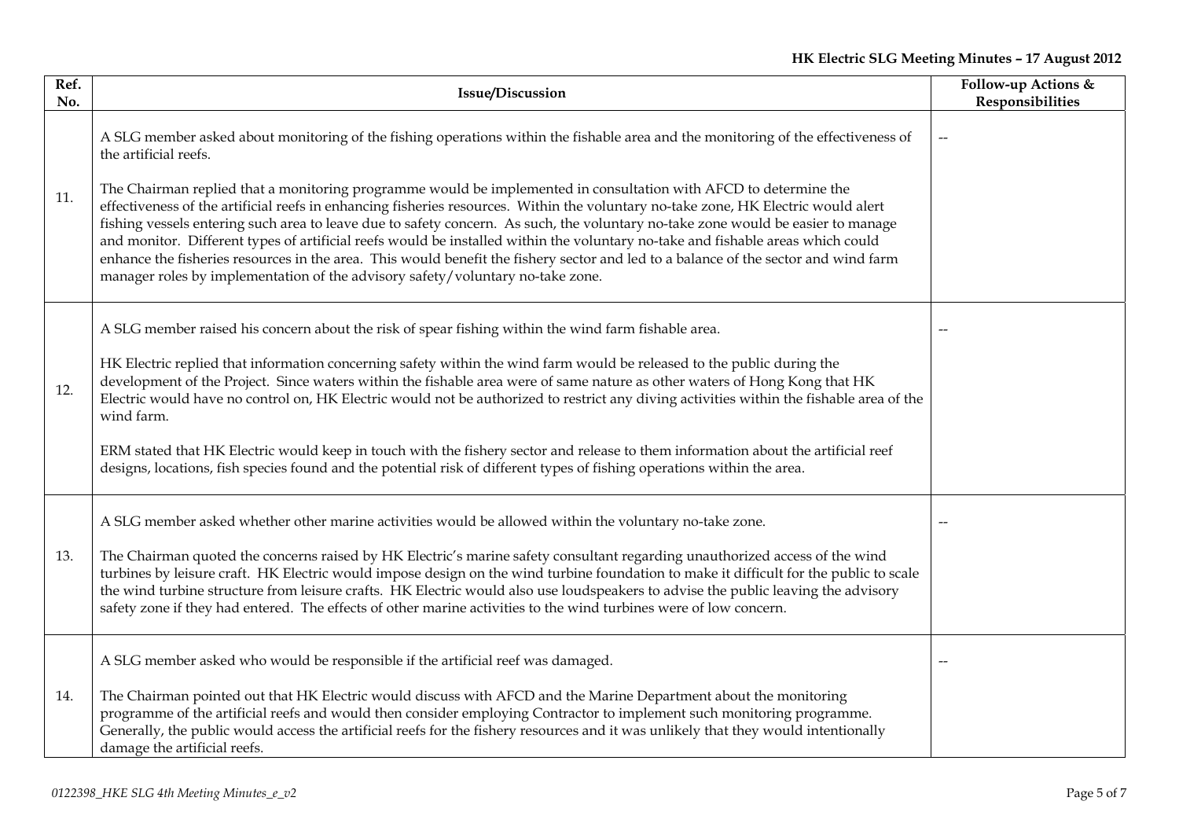| Ref. No. | Issue/Discussion | Follow-up Actions & Responsibilities |
| --- | --- | --- |
| 11. | A SLG member asked about monitoring of the fishing operations within the fishable area and the monitoring of the effectiveness of the artificial reefs.<br><br>The Chairman replied that a monitoring programme would be implemented in consultation with AFCD to determine the effectiveness of the artificial reefs in enhancing fisheries resources. Within the voluntary no-take zone, HK Electric would alert fishing vessels entering such area to leave due to safety concern. As such, the voluntary no-take zone would be easier to manage and monitor. Different types of artificial reefs would be installed within the voluntary no-take and fishable areas which could enhance the fisheries resources in the area. This would benefit the fishery sector and led to a balance of the sector and wind farm manager roles by implementation of the advisory safety/voluntary no-take zone. | -- |
| 12. | A SLG member raised his concern about the risk of spear fishing within the wind farm fishable area.<br><br>HK Electric replied that information concerning safety within the wind farm would be released to the public during the development of the Project. Since waters within the fishable area were of same nature as other waters of Hong Kong that HK Electric would have no control on, HK Electric would not be authorized to restrict any diving activities within the fishable area of the wind farm.<br><br>ERM stated that HK Electric would keep in touch with the fishery sector and release to them information about the artificial reef designs, locations, fish species found and the potential risk of different types of fishing operations within the area. | -- |
| 13. | A SLG member asked whether other marine activities would be allowed within the voluntary no-take zone.<br><br>The Chairman quoted the concerns raised by HK Electric's marine safety consultant regarding unauthorized access of the wind turbines by leisure craft. HK Electric would impose design on the wind turbine foundation to make it difficult for the public to scale the wind turbine structure from leisure crafts. HK Electric would also use loudspeakers to advise the public leaving the advisory safety zone if they had entered. The effects of other marine activities to the wind turbines were of low concern. | -- |
| 14. | A SLG member asked who would be responsible if the artificial reef was damaged.<br><br>The Chairman pointed out that HK Electric would discuss with AFCD and the Marine Department about the monitoring programme of the artificial reefs and would then consider employing Contractor to implement such monitoring programme. Generally, the public would access the artificial reefs for the fishery resources and it was unlikely that they would intentionally damage the artificial reefs. | -- |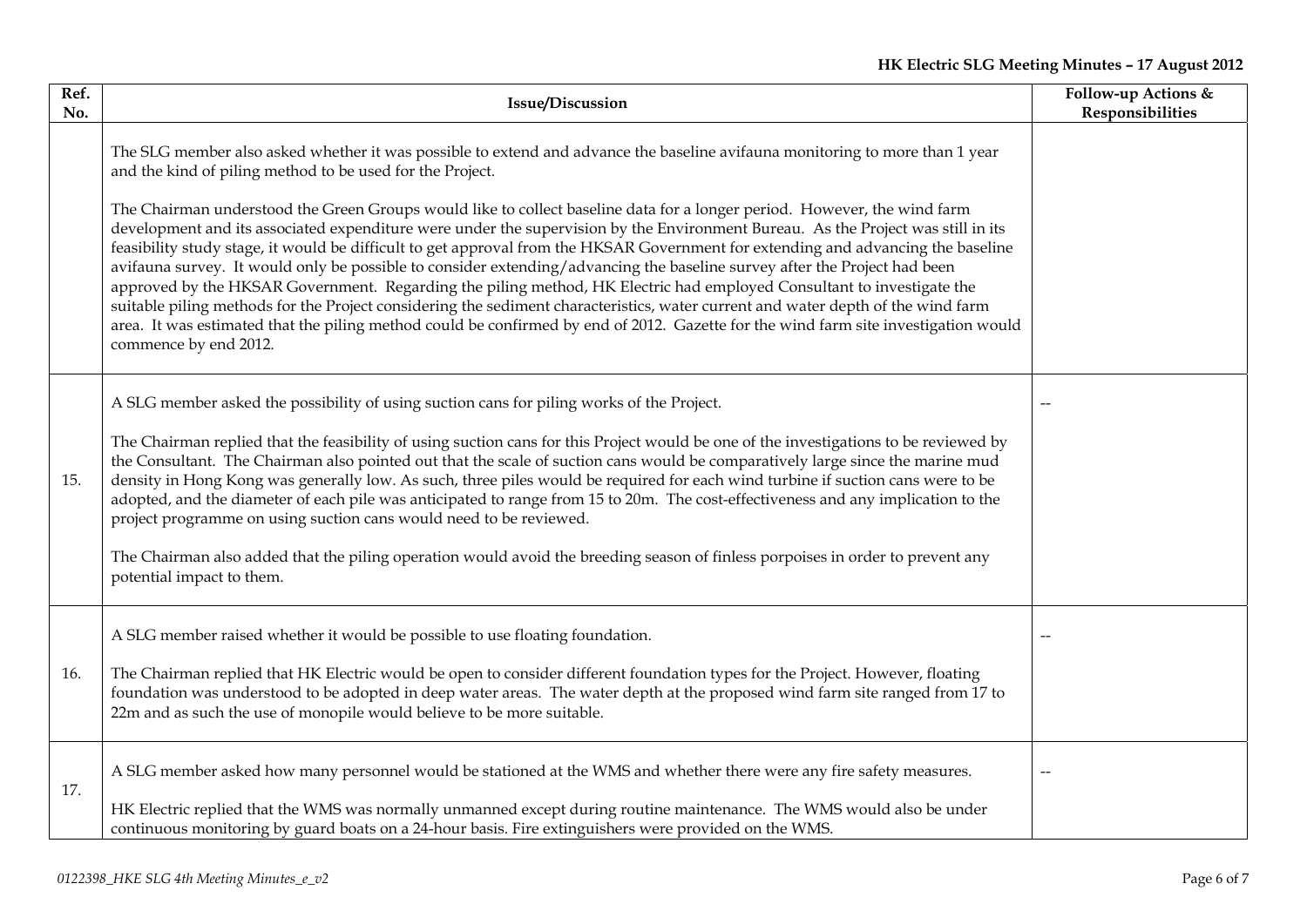| Ref. No. | Issue/Discussion | Follow-up Actions & Responsibilities |
|---|---|---|
| | The SLG member also asked whether it was possible to extend and advance the baseline avifauna monitoring to more than 1 year and the kind of piling method to be used for the Project.<br><br>The Chairman understood the Green Groups would like to collect baseline data for a longer period. However, the wind farm development and its associated expenditure were under the supervision by the Environment Bureau. As the Project was still in its feasibility study stage, it would be difficult to get approval from the HKSAR Government for extending and advancing the baseline avifauna survey. It would only be possible to consider extending/advancing the baseline survey after the Project had been approved by the HKSAR Government. Regarding the piling method, HK Electric had employed Consultant to investigate the suitable piling methods for the Project considering the sediment characteristics, water current and water depth of the wind farm area. It was estimated that the piling method could be confirmed by end of 2012. Gazette for the wind farm site investigation would commence by end 2012. | |
| 15. | A SLG member asked the possibility of using suction cans for piling works of the Project.<br><br>The Chairman replied that the feasibility of using suction cans for this Project would be one of the investigations to be reviewed by the Consultant. The Chairman also pointed out that the scale of suction cans would be comparatively large since the marine mud density in Hong Kong was generally low. As such, three piles would be required for each wind turbine if suction cans were to be adopted, and the diameter of each pile was anticipated to range from 15 to 20m. The cost-effectiveness and any implication to the project programme on using suction cans would need to be reviewed.<br><br>The Chairman also added that the piling operation would avoid the breeding season of finless porpoises in order to prevent any potential impact to them. | -- |
| 16. | A SLG member raised whether it would be possible to use floating foundation.<br><br>The Chairman replied that HK Electric would be open to consider different foundation types for the Project. However, floating foundation was understood to be adopted in deep water areas. The water depth at the proposed wind farm site ranged from 17 to 22m and as such the use of monopile would believe to be more suitable. | -- |
| 17. | A SLG member asked how many personnel would be stationed at the WMS and whether there were any fire safety measures.<br><br>HK Electric replied that the WMS was normally unmanned except during routine maintenance. The WMS would also be under continuous monitoring by guard boats on a 24-hour basis. Fire extinguishers were provided on the WMS. | -- |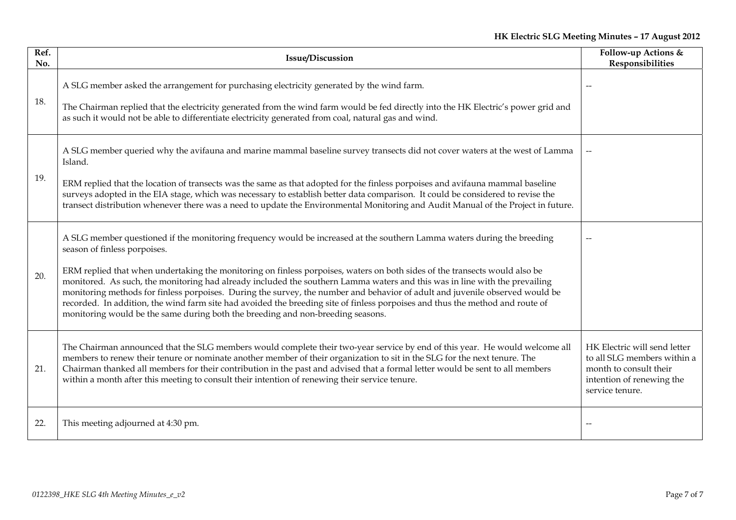| Ref. No. | Issue/Discussion | Follow-up Actions & Responsibilities |
|---|---|---|
| 18. | A SLG member asked the arrangement for purchasing electricity generated by the wind farm.<br><br>The Chairman replied that the electricity generated from the wind farm would be fed directly into the HK Electric's power grid and as such it would not be able to differentiate electricity generated from coal, natural gas and wind. | -- |
| 19. | A SLG member queried why the avifauna and marine mammal baseline survey transects did not cover waters at the west of Lamma Island.<br><br>ERM replied that the location of transects was the same as that adopted for the finless porpoises and avifauna mammal baseline surveys adopted in the EIA stage, which was necessary to establish better data comparison. It could be considered to revise the transect distribution whenever there was a need to update the Environmental Monitoring and Audit Manual of the Project in future. | -- |
| 20. | A SLG member questioned if the monitoring frequency would be increased at the southern Lamma waters during the breeding season of finless porpoises.<br><br>ERM replied that when undertaking the monitoring on finless porpoises, waters on both sides of the transects would also be monitored. As such, the monitoring had already included the southern Lamma waters and this was in line with the prevailing monitoring methods for finless porpoises. During the survey, the number and behavior of adult and juvenile observed would be recorded. In addition, the wind farm site had avoided the breeding site of finless porpoises and thus the method and route of monitoring would be the same during both the breeding and non-breeding seasons. | -- |
| 21. | The Chairman announced that the SLG members would complete their two-year service by end of this year. He would welcome all members to renew their tenure or nominate another member of their organization to sit in the SLG for the next tenure. The Chairman thanked all members for their contribution in the past and advised that a formal letter would be sent to all members within a month after this meeting to consult their intention of renewing their service tenure. | HK Electric will send letter to all SLG members within a month to consult their intention of renewing the service tenure. |
| 22. | This meeting adjourned at 4:30 pm. | -- |